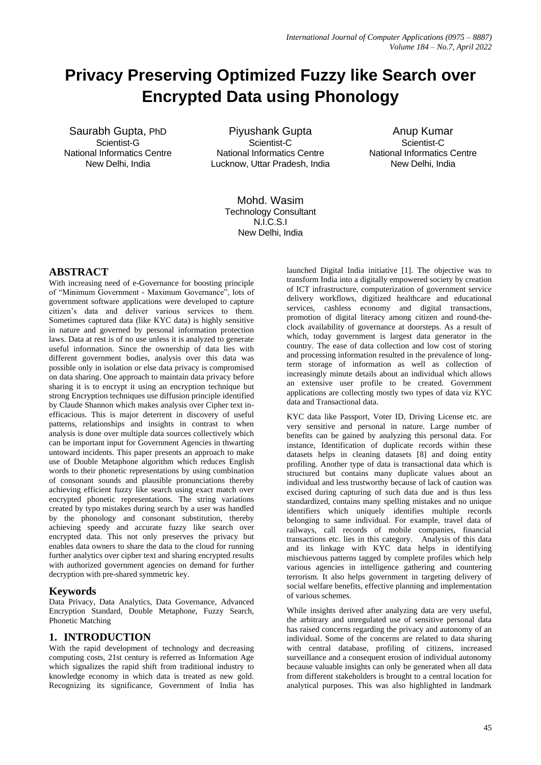# Privacy Preserving Optimized Fuzzy like Search over Encrypted Data using Phonology

Saurabh Gupta, PhD
Scientist-G
National Informatics Centre
New Delhi, India

Piyushank Gupta
Scientist-C
National Informatics Centre
Lucknow, Uttar Pradesh, India

Anup Kumar
Scientist-C
National Informatics Centre
New Delhi, India

Mohd. Wasim
Technology Consultant
N.I.C.S.I
New Delhi, India

## ABSTRACT

With increasing need of e-Governance for boosting principle of "Minimum Government - Maximum Governance", lots of government software applications were developed to capture citizen's data and deliver various services to them. Sometimes captured data (like KYC data) is highly sensitive in nature and governed by personal information protection laws. Data at rest is of no use unless it is analyzed to generate useful information. Since the ownership of data lies with different government bodies, analysis over this data was possible only in isolation or else data privacy is compromised on data sharing. One approach to maintain data privacy before sharing it is to encrypt it using an encryption technique but strong Encryption techniques use diffusion principle identified by Claude Shannon which makes analysis over Cipher text in-efficacious. This is major deterrent in discovery of useful patterns, relationships and insights in contrast to when analysis is done over multiple data sources collectively which can be important input for Government Agencies in thwarting untoward incidents. This paper presents an approach to make use of Double Metaphone algorithm which reduces English words to their phonetic representations by using combination of consonant sounds and plausible pronunciations thereby achieving efficient fuzzy like search using exact match over encrypted phonetic representations. The string variations created by typo mistakes during search by a user was handled by the phonology and consonant substitution, thereby achieving speedy and accurate fuzzy like search over encrypted data. This not only preserves the privacy but enables data owners to share the data to the cloud for running further analytics over cipher text and sharing encrypted results with authorized government agencies on demand for further decryption with pre-shared symmetric key.

## Keywords

Data Privacy, Data Analytics, Data Governance, Advanced Encryption Standard, Double Metaphone, Fuzzy Search, Phonetic Matching

## 1. INTRODUCTION

With the rapid development of technology and decreasing computing costs, 21st century is referred as Information Age which signalizes the rapid shift from traditional industry to knowledge economy in which data is treated as new gold. Recognizing its significance, Government of India has launched Digital India initiative [1]. The objective was to transform India into a digitally empowered society by creation of ICT infrastructure, computerization of government service delivery workflows, digitized healthcare and educational services, cashless economy and digital transactions, promotion of digital literacy among citizen and round-the-clock availability of governance at doorsteps. As a result of which, today government is largest data generator in the country. The ease of data collection and low cost of storing and processing information resulted in the prevalence of long-term storage of information as well as collection of increasingly minute details about an individual which allows an extensive user profile to be created. Government applications are collecting mostly two types of data viz KYC data and Transactional data.

KYC data like Passport, Voter ID, Driving License etc. are very sensitive and personal in nature. Large number of benefits can be gained by analyzing this personal data. For instance, Identification of duplicate records within these datasets helps in cleaning datasets [8] and doing entity profiling. Another type of data is transactional data which is structured but contains many duplicate values about an individual and less trustworthy because of lack of caution was excised during capturing of such data due and is thus less standardized, contains many spelling mistakes and no unique identifiers which uniquely identifies multiple records belonging to same individual. For example, travel data of railways, call records of mobile companies, financial transactions etc. lies in this category. Analysis of this data and its linkage with KYC data helps in identifying mischievous patterns tagged by complete profiles which help various agencies in intelligence gathering and countering terrorism. It also helps government in targeting delivery of social welfare benefits, effective planning and implementation of various schemes.

While insights derived after analyzing data are very useful, the arbitrary and unregulated use of sensitive personal data has raised concerns regarding the privacy and autonomy of an individual. Some of the concerns are related to data sharing with central database, profiling of citizens, increased surveillance and a consequent erosion of individual autonomy because valuable insights can only be generated when all data from different stakeholders is brought to a central location for analytical purposes. This was also highlighted in landmark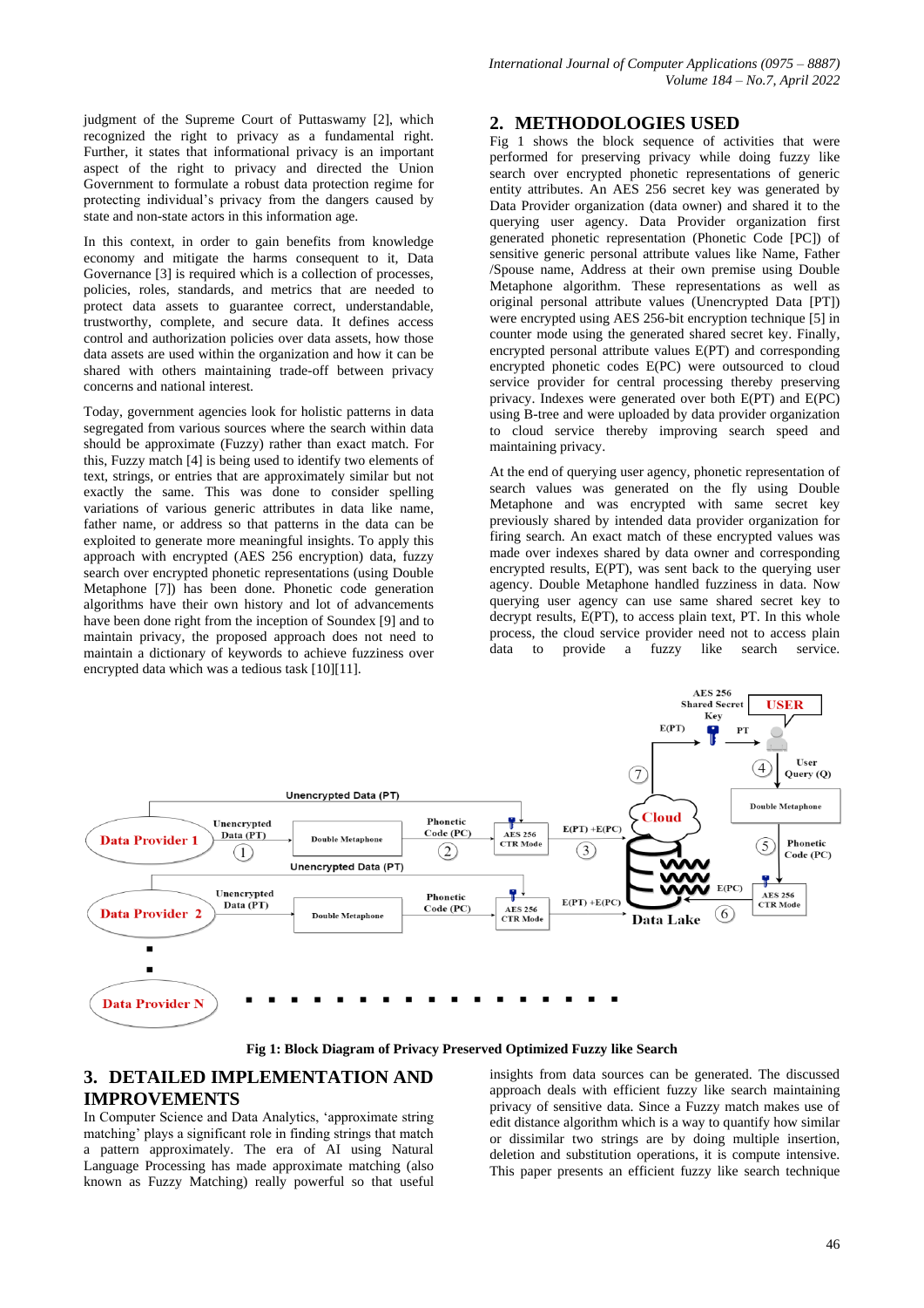judgment of the Supreme Court of Puttaswamy [2], which recognized the right to privacy as a fundamental right. Further, it states that informational privacy is an important aspect of the right to privacy and directed the Union Government to formulate a robust data protection regime for protecting individual's privacy from the dangers caused by state and non-state actors in this information age.

In this context, in order to gain benefits from knowledge economy and mitigate the harms consequent to it, Data Governance [3] is required which is a collection of processes, policies, roles, standards, and metrics that are needed to protect data assets to guarantee correct, understandable, trustworthy, complete, and secure data. It defines access control and authorization policies over data assets, how those data assets are used within the organization and how it can be shared with others maintaining trade-off between privacy concerns and national interest.

Today, government agencies look for holistic patterns in data segregated from various sources where the search within data should be approximate (Fuzzy) rather than exact match. For this, Fuzzy match [4] is being used to identify two elements of text, strings, or entries that are approximately similar but not exactly the same. This was done to consider spelling variations of various generic attributes in data like name, father name, or address so that patterns in the data can be exploited to generate more meaningful insights. To apply this approach with encrypted (AES 256 encryption) data, fuzzy search over encrypted phonetic representations (using Double Metaphone [7]) has been done. Phonetic code generation algorithms have their own history and lot of advancements have been done right from the inception of Soundex [9] and to maintain privacy, the proposed approach does not need to maintain a dictionary of keywords to achieve fuzziness over encrypted data which was a tedious task [10][11].

## 2. METHODOLOGIES USED

Fig 1 shows the block sequence of activities that were performed for preserving privacy while doing fuzzy like search over encrypted phonetic representations of generic entity attributes. An AES 256 secret key was generated by Data Provider organization (data owner) and shared it to the querying user agency. Data Provider organization first generated phonetic representation (Phonetic Code [PC]) of sensitive generic personal attribute values like Name, Father /Spouse name, Address at their own premise using Double Metaphone algorithm. These representations as well as original personal attribute values (Unencrypted Data [PT]) were encrypted using AES 256-bit encryption technique [5] in counter mode using the generated shared secret key. Finally, encrypted personal attribute values E(PT) and corresponding encrypted phonetic codes E(PC) were outsourced to cloud service provider for central processing thereby preserving privacy. Indexes were generated over both E(PT) and E(PC) using B-tree and were uploaded by data provider organization to cloud service thereby improving search speed and maintaining privacy.

At the end of querying user agency, phonetic representation of search values was generated on the fly using Double Metaphone and was encrypted with same secret key previously shared by intended data provider organization for firing search. An exact match of these encrypted values was made over indexes shared by data owner and corresponding encrypted results, E(PT), was sent back to the querying user agency. Double Metaphone handled fuzziness in data. Now querying user agency can use same shared secret key to decrypt results, E(PT), to access plain text, PT. In this whole process, the cloud service provider need not to access plain data to provide a fuzzy like search service.

**Fig 1: Block Diagram of Privacy Preserved Optimized Fuzzy like Search**

## 3. DETAILED IMPLEMENTATION AND IMPROVEMENTS

In Computer Science and Data Analytics, 'approximate string matching' plays a significant role in finding strings that match a pattern approximately. The era of AI using Natural Language Processing has made approximate matching (also known as Fuzzy Matching) really powerful so that useful insights from data sources can be generated. The discussed approach deals with efficient fuzzy like search maintaining privacy of sensitive data. Since a Fuzzy match makes use of edit distance algorithm which is a way to quantify how similar or dissimilar two strings are by doing multiple insertion, deletion and substitution operations, it is compute intensive. This paper presents an efficient fuzzy like search technique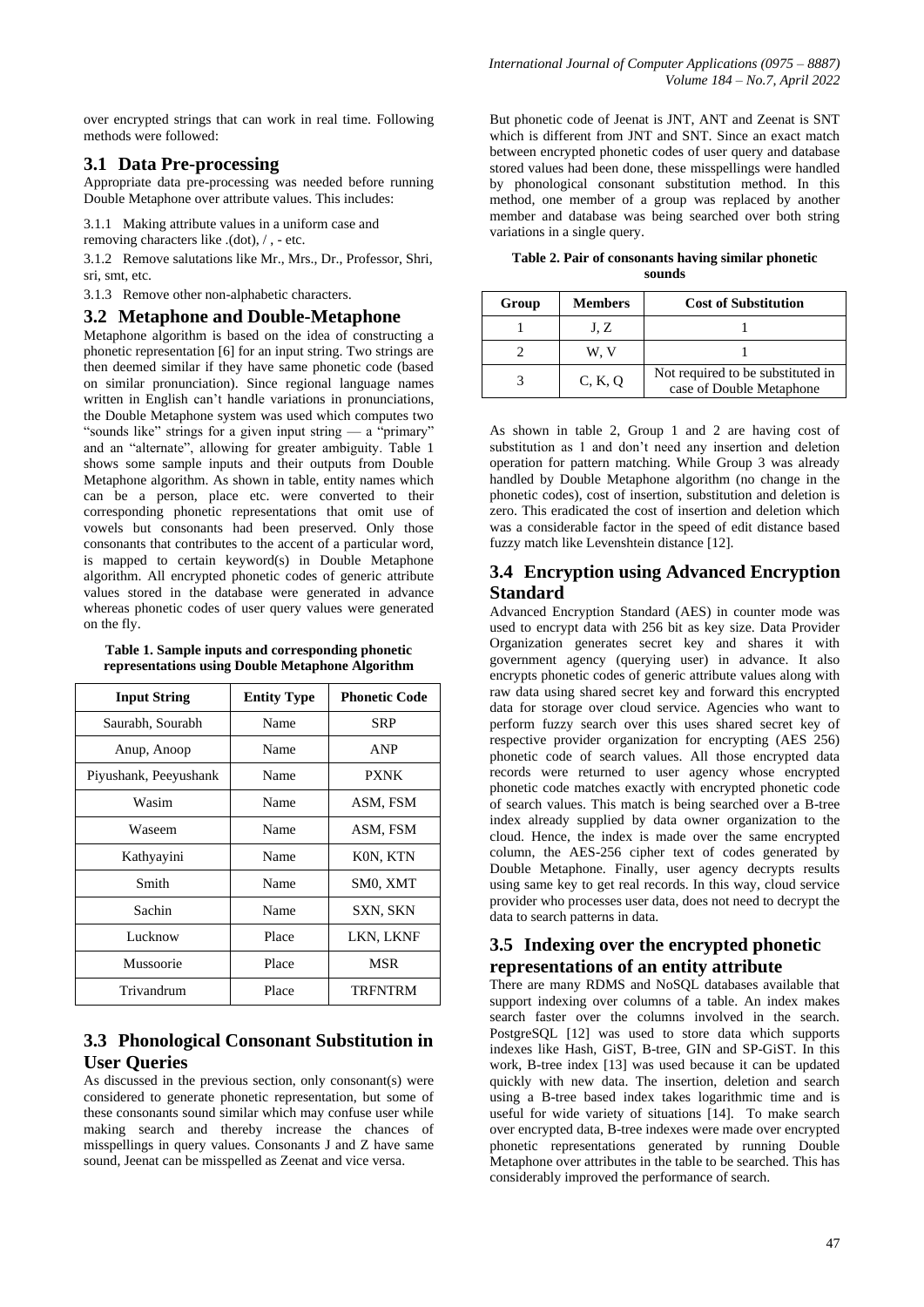over encrypted strings that can work in real time. Following methods were followed:

## 3.1 Data Pre-processing

Appropriate data pre-processing was needed before running Double Metaphone over attribute values. This includes:

3.1.1 Making attribute values in a uniform case and removing characters like .(dot), / , - etc.

3.1.2 Remove salutations like Mr., Mrs., Dr., Professor, Shri, sri, smt, etc.

3.1.3 Remove other non-alphabetic characters.

## 3.2 Metaphone and Double-Metaphone

Metaphone algorithm is based on the idea of constructing a phonetic representation [6] for an input string. Two strings are then deemed similar if they have same phonetic code (based on similar pronunciation). Since regional language names written in English can't handle variations in pronunciations, the Double Metaphone system was used which computes two "sounds like" strings for a given input string — a "primary" and an "alternate", allowing for greater ambiguity. Table 1 shows some sample inputs and their outputs from Double Metaphone algorithm. As shown in table, entity names which can be a person, place etc. were converted to their corresponding phonetic representations that omit use of vowels but consonants had been preserved. Only those consonants that contributes to the accent of a particular word, is mapped to certain keyword(s) in Double Metaphone algorithm. All encrypted phonetic codes of generic attribute values stored in the database were generated in advance whereas phonetic codes of user query values were generated on the fly.

**Table 1. Sample inputs and corresponding phonetic representations using Double Metaphone Algorithm**

| Input String | Entity Type | Phonetic Code |
|---|---|---|
| Saurabh, Sourabh | Name | SRP |
| Anup, Anoop | Name | ANP |
| Piyushank, Peeyushank | Name | PXNK |
| Wasim | Name | ASM, FSM |
| Waseem | Name | ASM, FSM |
| Kathyayini | Name | K0N, KTN |
| Smith | Name | SM0, XMT |
| Sachin | Name | SXN, SKN |
| Lucknow | Place | LKN, LKNF |
| Mussoorie | Place | MSR |
| Trivandrum | Place | TRFNTRM |

## 3.3 Phonological Consonant Substitution in User Queries

As discussed in the previous section, only consonant(s) were considered to generate phonetic representation, but some of these consonants sound similar which may confuse user while making search and thereby increase the chances of misspellings in query values. Consonants J and Z have same sound, Jeenat can be misspelled as Zeenat and vice versa.

But phonetic code of Jeenat is JNT, ANT and Zeenat is SNT which is different from JNT and SNT. Since an exact match between encrypted phonetic codes of user query and database stored values had been done, these misspellings were handled by phonological consonant substitution method. In this method, one member of a group was replaced by another member and database was being searched over both string variations in a single query.

**Table 2. Pair of consonants having similar phonetic sounds**

| Group | Members | Cost of Substitution |
|---|---|---|
| 1 | J, Z | 1 |
| 2 | W, V | 1 |
| 3 | C, K, Q | Not required to be substituted in case of Double Metaphone |

As shown in table 2, Group 1 and 2 are having cost of substitution as 1 and don't need any insertion and deletion operation for pattern matching. While Group 3 was already handled by Double Metaphone algorithm (no change in the phonetic codes), cost of insertion, substitution and deletion is zero. This eradicated the cost of insertion and deletion which was a considerable factor in the speed of edit distance based fuzzy match like Levenshtein distance [12].

## 3.4 Encryption using Advanced Encryption Standard

Advanced Encryption Standard (AES) in counter mode was used to encrypt data with 256 bit as key size. Data Provider Organization generates secret key and shares it with government agency (querying user) in advance. It also encrypts phonetic codes of generic attribute values along with raw data using shared secret key and forward this encrypted data for storage over cloud service. Agencies who want to perform fuzzy search over this uses shared secret key of respective provider organization for encrypting (AES 256) phonetic code of search values. All those encrypted data records were returned to user agency whose encrypted phonetic code matches exactly with encrypted phonetic code of search values. This match is being searched over a B-tree index already supplied by data owner organization to the cloud. Hence, the index is made over the same encrypted column, the AES-256 cipher text of codes generated by Double Metaphone. Finally, user agency decrypts results using same key to get real records. In this way, cloud service provider who processes user data, does not need to decrypt the data to search patterns in data.

## 3.5 Indexing over the encrypted phonetic representations of an entity attribute

There are many RDMS and NoSQL databases available that support indexing over columns of a table. An index makes search faster over the columns involved in the search. PostgreSQL [12] was used to store data which supports indexes like Hash, GiST, B-tree, GIN and SP-GiST. In this work, B-tree index [13] was used because it can be updated quickly with new data. The insertion, deletion and search using a B-tree based index takes logarithmic time and is useful for wide variety of situations [14]. To make search over encrypted data, B-tree indexes were made over encrypted phonetic representations generated by running Double Metaphone over attributes in the table to be searched. This has considerably improved the performance of search.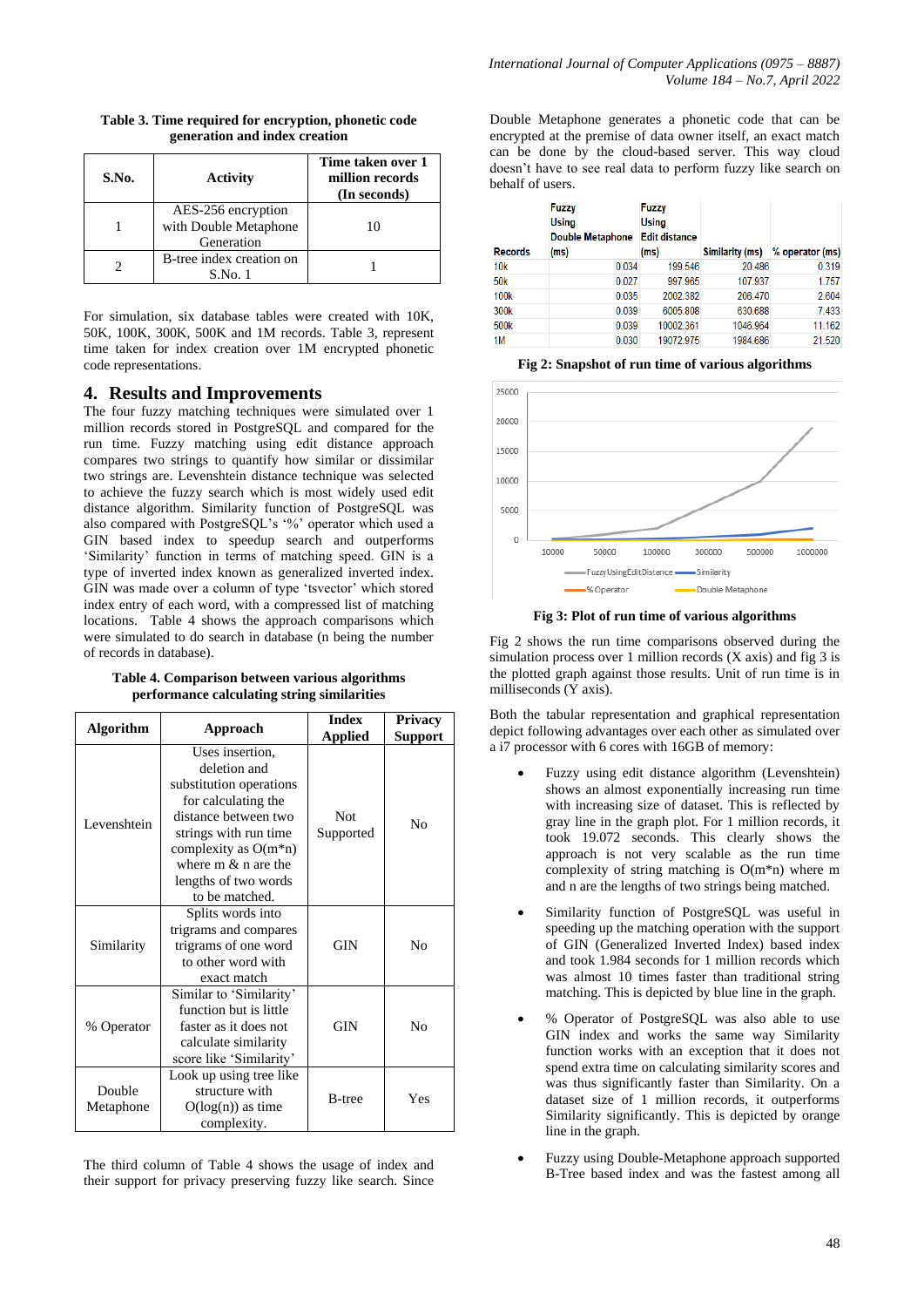**Table 3. Time required for encryption, phonetic code generation and index creation**

| S.No. | Activity | Time taken over 1 million records (In seconds) |
|---|---|---|
| 1 | AES-256 encryption with Double Metaphone Generation | 10 |
| 2 | B-tree index creation on S.No. 1 | 1 |

For simulation, six database tables were created with 10K, 50K, 100K, 300K, 500K and 1M records. Table 3, represent time taken for index creation over 1M encrypted phonetic code representations.

## 4. Results and Improvements

The four fuzzy matching techniques were simulated over 1 million records stored in PostgreSQL and compared for the run time. Fuzzy matching using edit distance approach compares two strings to quantify how similar or dissimilar two strings are. Levenshtein distance technique was selected to achieve the fuzzy search which is most widely used edit distance algorithm. Similarity function of PostgreSQL was also compared with PostgreSQL's '%' operator which used a GIN based index to speedup search and outperforms 'Similarity' function in terms of matching speed. GIN is a type of inverted index known as generalized inverted index. GIN was made over a column of type 'tsvector' which stored index entry of each word, with a compressed list of matching locations. Table 4 shows the approach comparisons which were simulated to do search in database (n being the number of records in database).

**Table 4. Comparison between various algorithms performance calculating string similarities**

| Algorithm | Approach | Index Applied | Privacy Support |
|---|---|---|---|
| Levenshtein | Uses insertion, deletion and substitution operations for calculating the distance between two strings with run time complexity as O(m*n) where m & n are the lengths of two words to be matched. | Not Supported | No |
| Similarity | Splits words into trigrams and compares trigrams of one word to other word with exact match | GIN | No |
| % Operator | Similar to 'Similarity' function but is little faster as it does not calculate similarity score like 'Similarity' | GIN | No |
| Double Metaphone | Look up using tree like structure with O(log(n)) as time complexity. | B-tree | Yes |

The third column of Table 4 shows the usage of index and their support for privacy preserving fuzzy like search. Since Double Metaphone generates a phonetic code that can be encrypted at the premise of data owner itself, an exact match can be done by the cloud-based server. This way cloud doesn't have to see real data to perform fuzzy like search on behalf of users.

| Records | Fuzzy Using Double Metaphone (ms) | Fuzzy Using Edit distance (ms) | Similarity (ms) | % operator (ms) |
|---|---|---|---|---|
| 10k | 0.034 | 199.546 | 20.486 | 0.319 |
| 50k | 0.027 | 997.965 | 107.937 | 1.757 |
| 100k | 0.035 | 2002.382 | 206.470 | 2.604 |
| 300k | 0.039 | 6005.808 | 630.688 | 7.433 |
| 500k | 0.039 | 10002.361 | 1046.964 | 11.162 |
| 1M | 0.030 | 19072.975 | 1984.686 | 21.520 |

**Fig 2: Snapshot of run time of various algorithms**

**Fig 3: Plot of run time of various algorithms**

Fig 2 shows the run time comparisons observed during the simulation process over 1 million records (X axis) and fig 3 is the plotted graph against those results. Unit of run time is in milliseconds (Y axis).

Both the tabular representation and graphical representation depict following advantages over each other as simulated over a i7 processor with 6 cores with 16GB of memory:

- Fuzzy using edit distance algorithm (Levenshtein) shows an almost exponentially increasing run time with increasing size of dataset. This is reflected by gray line in the graph plot. For 1 million records, it took 19.072 seconds. This clearly shows the approach is not very scalable as the run time complexity of string matching is O(m*n) where m and n are the lengths of two strings being matched.
- Similarity function of PostgreSQL was useful in speeding up the matching operation with the support of GIN (Generalized Inverted Index) based index and took 1.984 seconds for 1 million records which was almost 10 times faster than traditional string matching. This is depicted by blue line in the graph.
- % Operator of PostgreSQL was also able to use GIN index and works the same way Similarity function works with an exception that it does not spend extra time on calculating similarity scores and was thus significantly faster than Similarity. On a dataset size of 1 million records, it outperforms Similarity significantly. This is depicted by orange line in the graph.
- Fuzzy using Double-Metaphone approach supported B-Tree based index and was the fastest among all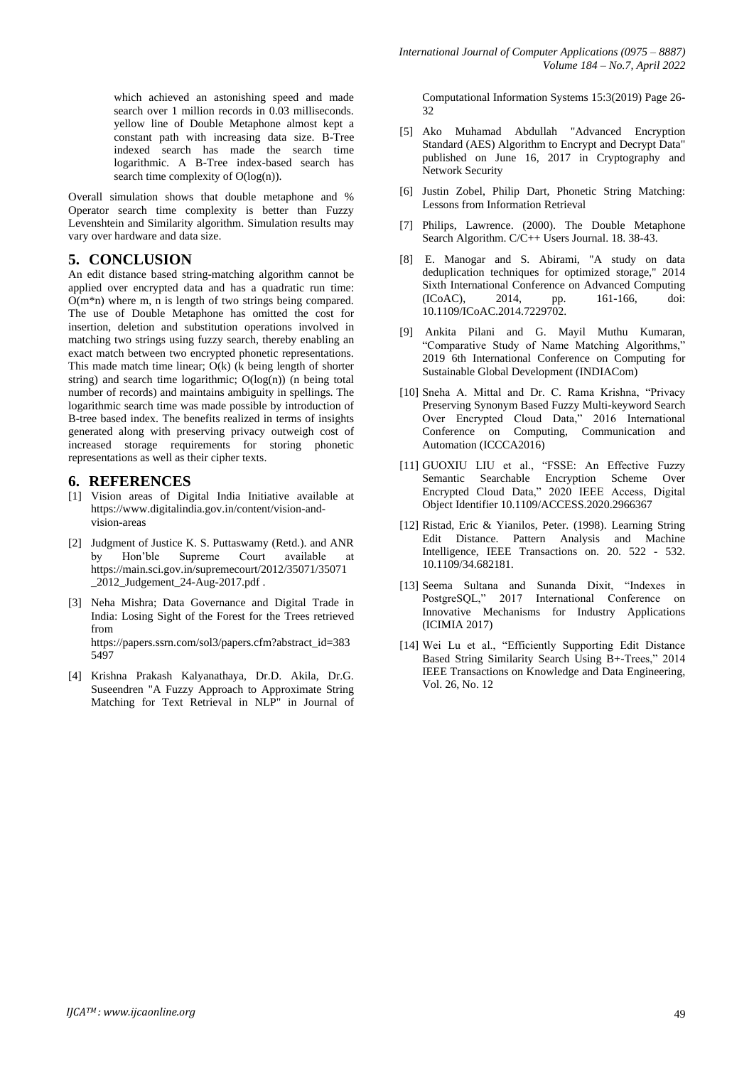which achieved an astonishing speed and made search over 1 million records in 0.03 milliseconds. yellow line of Double Metaphone almost kept a constant path with increasing data size. B-Tree indexed search has made the search time logarithmic. A B-Tree index-based search has search time complexity of O(log(n)).

Overall simulation shows that double metaphone and % Operator search time complexity is better than Fuzzy Levenshtein and Similarity algorithm. Simulation results may vary over hardware and data size.

## 5. CONCLUSION

An edit distance based string-matching algorithm cannot be applied over encrypted data and has a quadratic run time: O(m*n) where m, n is length of two strings being compared. The use of Double Metaphone has omitted the cost for insertion, deletion and substitution operations involved in matching two strings using fuzzy search, thereby enabling an exact match between two encrypted phonetic representations. This made match time linear; O(k) (k being length of shorter string) and search time logarithmic; O(log(n)) (n being total number of records) and maintains ambiguity in spellings. The logarithmic search time was made possible by introduction of B-tree based index. The benefits realized in terms of insights generated along with preserving privacy outweigh cost of increased storage requirements for storing phonetic representations as well as their cipher texts.

## 6. REFERENCES

[1] Vision areas of Digital India Initiative available at https://www.digitalindia.gov.in/content/vision-and-vision-areas

[2] Judgment of Justice K. S. Puttaswamy (Retd.). and ANR by Hon'ble Supreme Court available at https://main.sci.gov.in/supremecourt/2012/35071/35071_2012_Judgement_24-Aug-2017.pdf .

[3] Neha Mishra; Data Governance and Digital Trade in India: Losing Sight of the Forest for the Trees retrieved from https://papers.ssrn.com/sol3/papers.cfm?abstract_id=3835497

[4] Krishna Prakash Kalyanathaya, Dr.D. Akila, Dr.G. Suseendren "A Fuzzy Approach to Approximate String Matching for Text Retrieval in NLP" in Journal of Computational Information Systems 15:3(2019) Page 26-32

[5] Ako Muhamad Abdullah "Advanced Encryption Standard (AES) Algorithm to Encrypt and Decrypt Data" published on June 16, 2017 in Cryptography and Network Security

[6] Justin Zobel, Philip Dart, Phonetic String Matching: Lessons from Information Retrieval

[7] Philips, Lawrence. (2000). The Double Metaphone Search Algorithm. C/C++ Users Journal. 18. 38-43.

[8] E. Manogar and S. Abirami, "A study on data deduplication techniques for optimized storage," 2014 Sixth International Conference on Advanced Computing (ICoAC), 2014, pp. 161-166, doi: 10.1109/ICoAC.2014.7229702.

[9] Ankita Pilani and G. Mayil Muthu Kumaran, "Comparative Study of Name Matching Algorithms," 2019 6th International Conference on Computing for Sustainable Global Development (INDIACom)

[10] Sneha A. Mittal and Dr. C. Rama Krishna, "Privacy Preserving Synonym Based Fuzzy Multi-keyword Search Over Encrypted Cloud Data," 2016 International Conference on Computing, Communication and Automation (ICCCA2016)

[11] GUOXIU LIU et al., "FSSE: An Effective Fuzzy Semantic Searchable Encryption Scheme Over Encrypted Cloud Data," 2020 IEEE Access, Digital Object Identifier 10.1109/ACCESS.2020.2966367

[12] Ristad, Eric & Yianilos, Peter. (1998). Learning String Edit Distance. Pattern Analysis and Machine Intelligence, IEEE Transactions on. 20. 522 - 532. 10.1109/34.682181.

[13] Seema Sultana and Sunanda Dixit, "Indexes in PostgreSQL," 2017 International Conference on Innovative Mechanisms for Industry Applications (ICIMIA 2017)

[14] Wei Lu et al., "Efficiently Supporting Edit Distance Based String Similarity Search Using B+-Trees," 2014 IEEE Transactions on Knowledge and Data Engineering, Vol. 26, No. 12